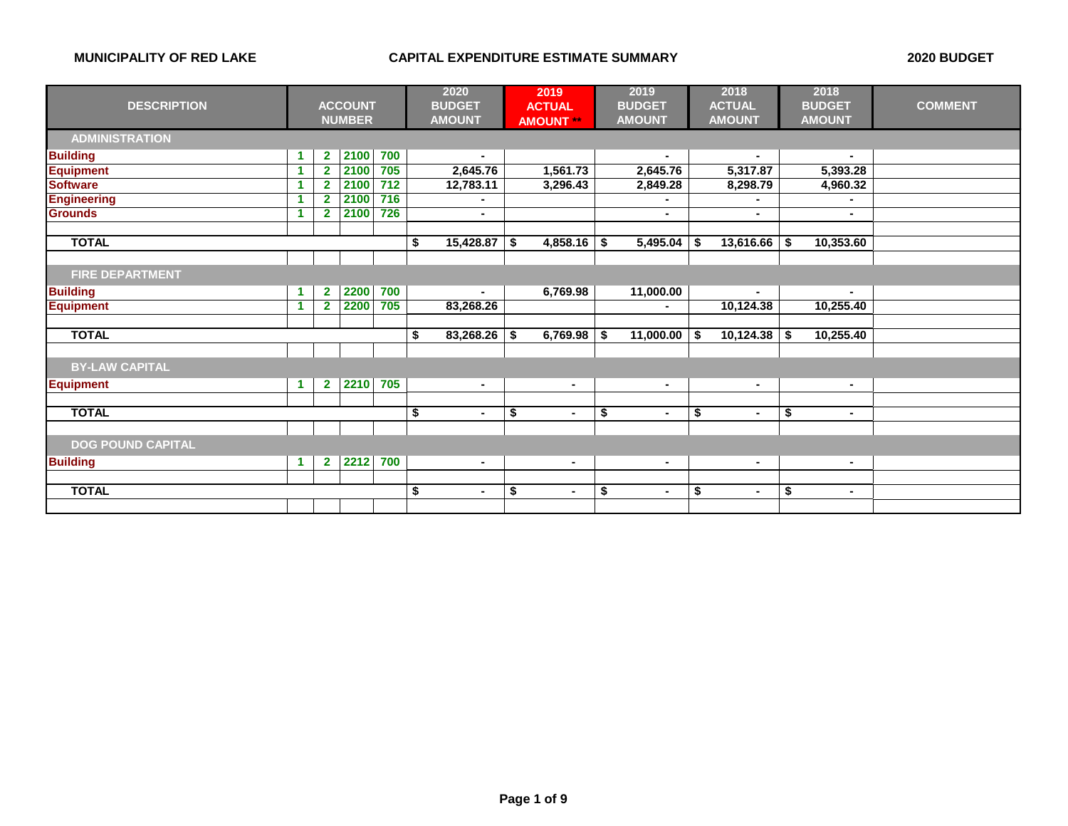**MUNICIPALITY OF RED LAKE** **CAPITAL EXPENDITURE ESTIMATE SUMMARY** **2020 BUDGET**

| DESCRIPTION | ACCOUNT NUMBER | | | | 2020 BUDGET AMOUNT | 2019 ACTUAL AMOUNT ** | 2019 BUDGET AMOUNT | 2018 ACTUAL AMOUNT | 2018 BUDGET AMOUNT | COMMENT |
|---|---|---|---|---|---|---|---|---|---|---|
| **ADMINISTRATION** | | | | | | | | | | |
| Building | 1 | 2 | 2100 | 700 | - | | - | - | - | |
| Equipment | 1 | 2 | 2100 | 705 | 2,645.76 | 1,561.73 | 2,645.76 | 5,317.87 | 5,393.28 | |
| Software | 1 | 2 | 2100 | 712 | 12,783.11 | 3,296.43 | 2,849.28 | 8,298.79 | 4,960.32 | |
| Engineering | 1 | 2 | 2100 | 716 | - | | - | - | - | |
| Grounds | 1 | 2 | 2100 | 726 | - | | - | - | - | |
| **TOTAL** | | | | | $ 15,428.87 | $ 4,858.16 | $ 5,495.04 | $ 13,616.66 | $ 10,353.60 | |
| **FIRE DEPARTMENT** | | | | | | | | | | |
| Building | 1 | 2 | 2200 | 700 | - | 6,769.98 | 11,000.00 | - | - | |
| Equipment | 1 | 2 | 2200 | 705 | 83,268.26 | | - | 10,124.38 | 10,255.40 | |
| **TOTAL** | | | | | $ 83,268.26 | $ 6,769.98 | $ 11,000.00 | $ 10,124.38 | $ 10,255.40 | |
| **BY-LAW CAPITAL** | | | | | | | | | | |
| Equipment | 1 | 2 | 2210 | 705 | - | - | - | - | - | |
| **TOTAL** | | | | | $ - | $ - | $ - | $ - | $ - | |
| **DOG POUND CAPITAL** | | | | | | | | | | |
| Building | 1 | 2 | 2212 | 700 | - | - | - | - | - | |
| **TOTAL** | | | | | $ - | $ - | $ - | $ - | $ - | |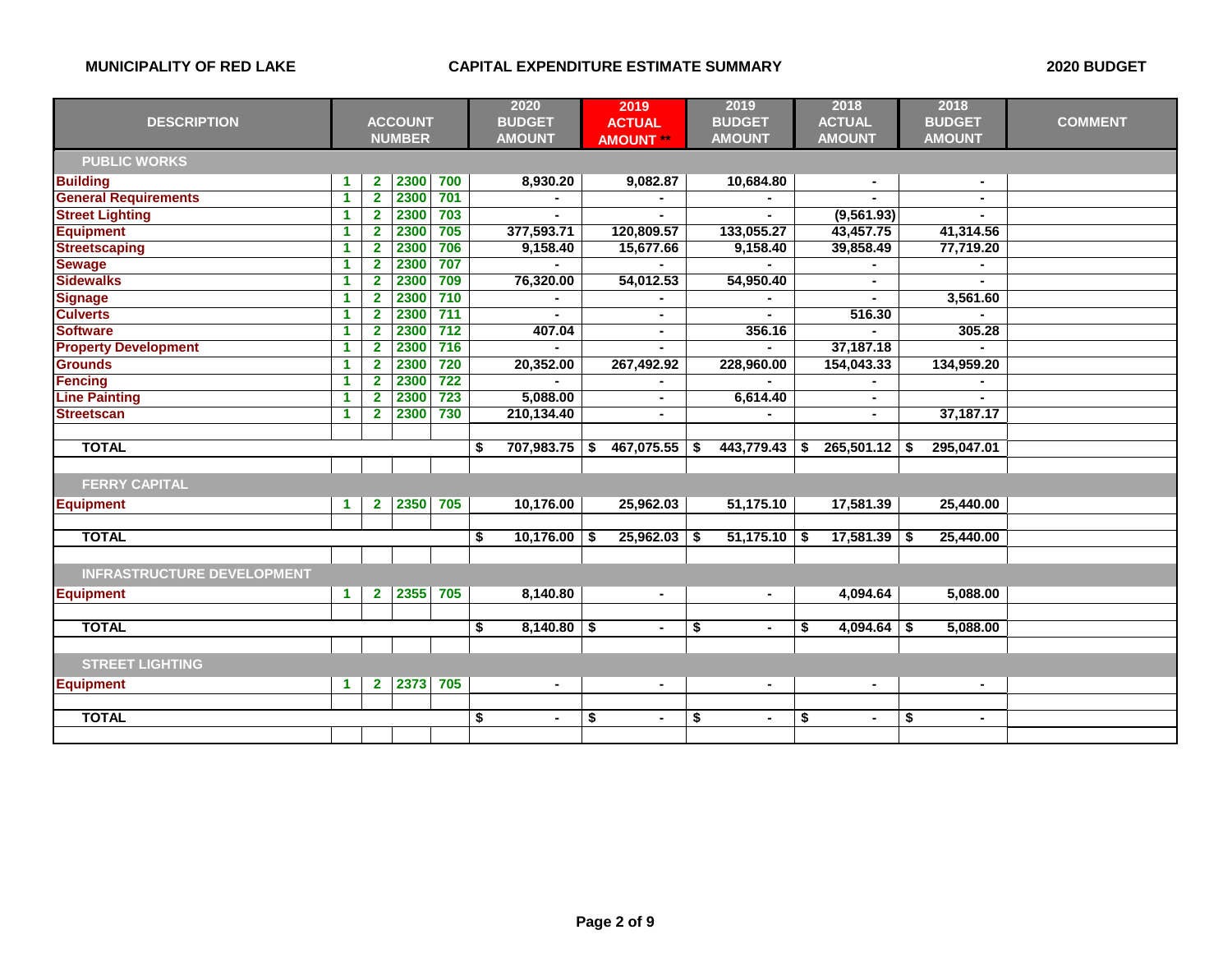**MUNICIPALITY OF RED LAKE** **CAPITAL EXPENDITURE ESTIMATE SUMMARY** **2020 BUDGET**

| DESCRIPTION | ACCOUNT NUMBER | | | | 2020 BUDGET AMOUNT | 2019 ACTUAL AMOUNT ** | 2019 BUDGET AMOUNT | 2018 ACTUAL AMOUNT | 2018 BUDGET AMOUNT | COMMENT |
|---|---|---|---|---|---|---|---|---|---|---|
| **PUBLIC WORKS** | | | | | | | | | | |
| Building | 1 | 2 | 2300 | 700 | 8,930.20 | 9,082.87 | 10,684.80 | - | - | |
| General Requirements | 1 | 2 | 2300 | 701 | - | - | - | - | - | |
| Street Lighting | 1 | 2 | 2300 | 703 | - | - | - | (9,561.93) | - | |
| Equipment | 1 | 2 | 2300 | 705 | 377,593.71 | 120,809.57 | 133,055.27 | 43,457.75 | 41,314.56 | |
| Streetscaping | 1 | 2 | 2300 | 706 | 9,158.40 | 15,677.66 | 9,158.40 | 39,858.49 | 77,719.20 | |
| Sewage | 1 | 2 | 2300 | 707 | - | - | - | - | - | |
| Sidewalks | 1 | 2 | 2300 | 709 | 76,320.00 | 54,012.53 | 54,950.40 | - | - | |
| Signage | 1 | 2 | 2300 | 710 | - | - | - | - | 3,561.60 | |
| Culverts | 1 | 2 | 2300 | 711 | - | - | - | 516.30 | - | |
| Software | 1 | 2 | 2300 | 712 | 407.04 | - | 356.16 | - | 305.28 | |
| Property Development | 1 | 2 | 2300 | 716 | - | - | - | 37,187.18 | - | |
| Grounds | 1 | 2 | 2300 | 720 | 20,352.00 | 267,492.92 | 228,960.00 | 154,043.33 | 134,959.20 | |
| Fencing | 1 | 2 | 2300 | 722 | - | - | - | - | - | |
| Line Painting | 1 | 2 | 2300 | 723 | 5,088.00 | - | 6,614.40 | - | - | |
| Streetscan | 1 | 2 | 2300 | 730 | 210,134.40 | - | - | - | 37,187.17 | |
| | | | | | | | | | | |
| **TOTAL** | | | | | $ 707,983.75 | $ 467,075.55 | $ 443,779.43 | $ 265,501.12 | $ 295,047.01 | |
| | | | | | | | | | | |
| **FERRY CAPITAL** | | | | | | | | | | |
| Equipment | 1 | 2 | 2350 | 705 | 10,176.00 | 25,962.03 | 51,175.10 | 17,581.39 | 25,440.00 | |
| | | | | | | | | | | |
| **TOTAL** | | | | | $ 10,176.00 | $ 25,962.03 | $ 51,175.10 | $ 17,581.39 | $ 25,440.00 | |
| | | | | | | | | | | |
| **INFRASTRUCTURE DEVELOPMENT** | | | | | | | | | | |
| Equipment | 1 | 2 | 2355 | 705 | 8,140.80 | - | - | 4,094.64 | 5,088.00 | |
| | | | | | | | | | | |
| **TOTAL** | | | | | $ 8,140.80 | $ - | $ - | $ 4,094.64 | $ 5,088.00 | |
| | | | | | | | | | | |
| **STREET LIGHTING** | | | | | | | | | | |
| Equipment | 1 | 2 | 2373 | 705 | - | - | - | - | - | |
| | | | | | | | | | | |
| **TOTAL** | | | | | $ - | $ - | $ - | $ - | $ - | |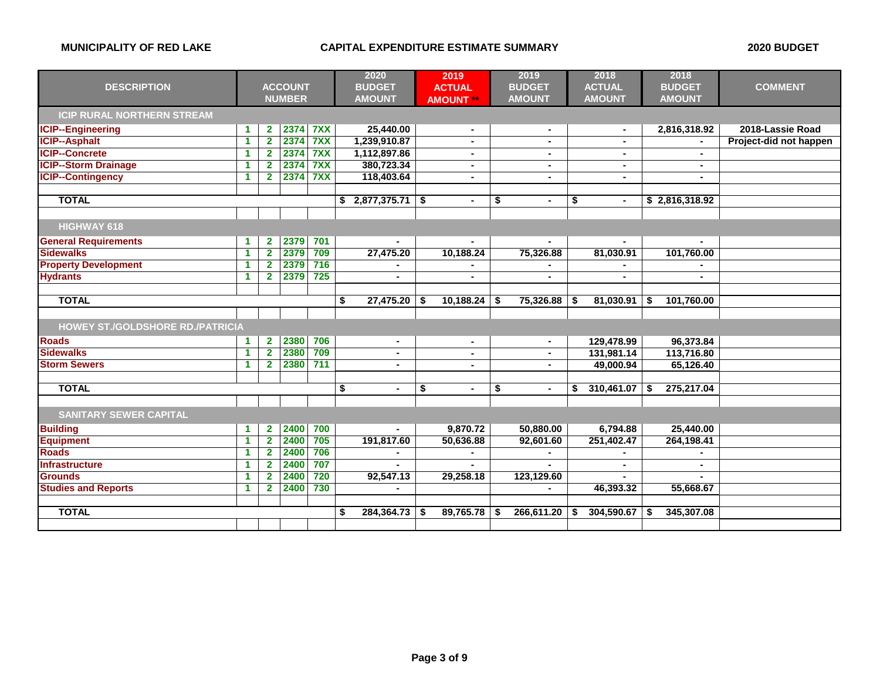**MUNICIPALITY OF RED LAKE** **CAPITAL EXPENDITURE ESTIMATE SUMMARY** **2020 BUDGET**

| DESCRIPTION | ACCOUNT NUMBER | | | | 2020 BUDGET AMOUNT | 2019 ACTUAL AMOUNT ** | 2019 BUDGET AMOUNT | 2018 ACTUAL AMOUNT | 2018 BUDGET AMOUNT | COMMENT |
|---|---|---|---|---|---|---|---|---|---|---|
| **ICIP RURAL NORTHERN STREAM** | | | | | | | | | | |
| ICIP--Engineering | 1 | 2 | 2374 | 7XX | 25,440.00 | - | - | - | 2,816,318.92 | 2018-Lassie Road |
| ICIP--Asphalt | 1 | 2 | 2374 | 7XX | 1,239,910.87 | - | - | - | - | Project-did not happen |
| ICIP--Concrete | 1 | 2 | 2374 | 7XX | 1,112,897.86 | - | - | - | - | |
| ICIP--Storm Drainage | 1 | 2 | 2374 | 7XX | 380,723.34 | - | - | - | - | |
| ICIP--Contingency | 1 | 2 | 2374 | 7XX | 118,403.64 | - | - | - | - | |
| **TOTAL** | | | | | $ 2,877,375.71 | $ - | $ - | $ - | $ 2,816,318.92 | |
| **HIGHWAY 618** | | | | | | | | | | |
| General Requirements | 1 | 2 | 2379 | 701 | - | - | - | - | - | |
| Sidewalks | 1 | 2 | 2379 | 709 | 27,475.20 | 10,188.24 | 75,326.88 | 81,030.91 | 101,760.00 | |
| Property Development | 1 | 2 | 2379 | 716 | - | - | - | - | - | |
| Hydrants | 1 | 2 | 2379 | 725 | - | - | - | - | - | |
| **TOTAL** | | | | | $ 27,475.20 | $ 10,188.24 | $ 75,326.88 | $ 81,030.91 | $ 101,760.00 | |
| **HOWEY ST./GOLDSHORE RD./PATRICIA** | | | | | | | | | | |
| Roads | 1 | 2 | 2380 | 706 | - | - | - | 129,478.99 | 96,373.84 | |
| Sidewalks | 1 | 2 | 2380 | 709 | - | - | - | 131,981.14 | 113,716.80 | |
| Storm Sewers | 1 | 2 | 2380 | 711 | - | - | - | 49,000.94 | 65,126.40 | |
| **TOTAL** | | | | | $ - | $ - | $ - | $ 310,461.07 | $ 275,217.04 | |
| **SANITARY SEWER CAPITAL** | | | | | | | | | | |
| Building | 1 | 2 | 2400 | 700 | - | 9,870.72 | 50,880.00 | 6,794.88 | 25,440.00 | |
| Equipment | 1 | 2 | 2400 | 705 | 191,817.60 | 50,636.88 | 92,601.60 | 251,402.47 | 264,198.41 | |
| Roads | 1 | 2 | 2400 | 706 | - | - | - | - | - | |
| Infrastructure | 1 | 2 | 2400 | 707 | - | - | - | - | - | |
| Grounds | 1 | 2 | 2400 | 720 | 92,547.13 | 29,258.18 | 123,129.60 | - | - | |
| Studies and Reports | 1 | 2 | 2400 | 730 | - | | - | 46,393.32 | 55,668.67 | |
| **TOTAL** | | | | | $ 284,364.73 | $ 89,765.78 | $ 266,611.20 | $ 304,590.67 | $ 345,307.08 | |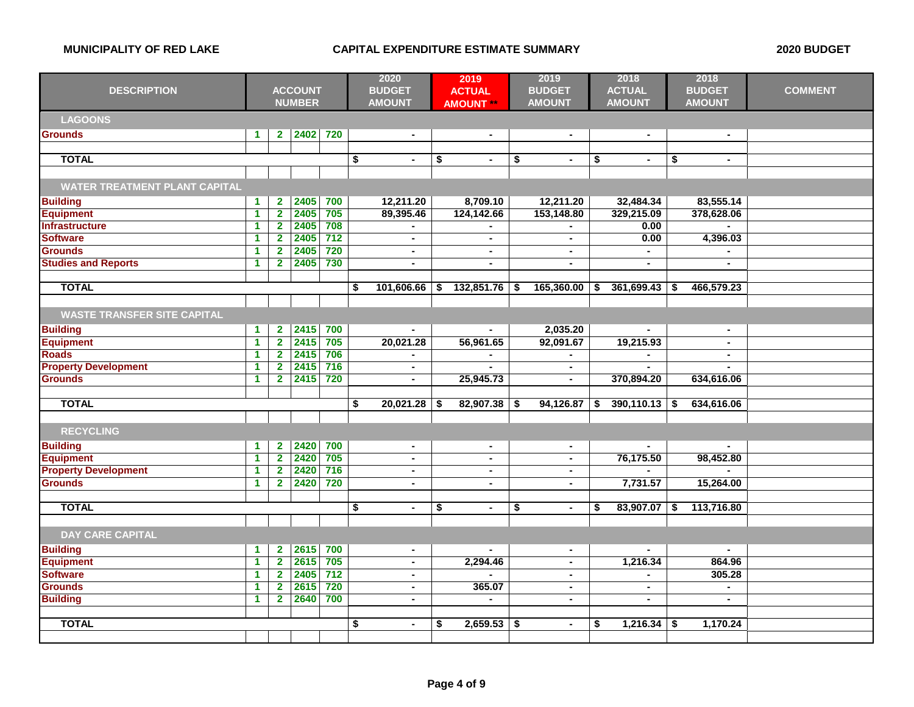**MUNICIPALITY OF RED LAKE** — **CAPITAL EXPENDITURE ESTIMATE SUMMARY** — **2020 BUDGET**

| DESCRIPTION | ACCOUNT NUMBER | | | | 2020 BUDGET AMOUNT | 2019 ACTUAL AMOUNT ** | 2019 BUDGET AMOUNT | 2018 ACTUAL AMOUNT | 2018 BUDGET AMOUNT | COMMENT |
|---|---|---|---|---|---|---|---|---|---|---|
| **LAGOONS** | | | | | | | | | | |
| Grounds | 1 | 2 | 2402 | 720 | - | - | - | - | - | |
| **TOTAL** | | | | | $ - | $ - | $ - | $ - | $ - | |
| **WATER TREATMENT PLANT CAPITAL** | | | | | | | | | | |
| Building | 1 | 2 | 2405 | 700 | 12,211.20 | 8,709.10 | 12,211.20 | 32,484.34 | 83,555.14 | |
| Equipment | 1 | 2 | 2405 | 705 | 89,395.46 | 124,142.66 | 153,148.80 | 329,215.09 | 378,628.06 | |
| Infrastructure | 1 | 2 | 2405 | 708 | - | - | - | 0.00 | - | |
| Software | 1 | 2 | 2405 | 712 | - | - | - | 0.00 | 4,396.03 | |
| Grounds | 1 | 2 | 2405 | 720 | - | - | - | - | - | |
| Studies and Reports | 1 | 2 | 2405 | 730 | - | - | - | - | - | |
| **TOTAL** | | | | | $ 101,606.66 | $ 132,851.76 | $ 165,360.00 | $ 361,699.43 | $ 466,579.23 | |
| **WASTE TRANSFER SITE CAPITAL** | | | | | | | | | | |
| Building | 1 | 2 | 2415 | 700 | - | - | 2,035.20 | - | - | |
| Equipment | 1 | 2 | 2415 | 705 | 20,021.28 | 56,961.65 | 92,091.67 | 19,215.93 | - | |
| Roads | 1 | 2 | 2415 | 706 | - | - | - | - | - | |
| Property Development | 1 | 2 | 2415 | 716 | - | - | - | - | - | |
| Grounds | 1 | 2 | 2415 | 720 | - | 25,945.73 | - | 370,894.20 | 634,616.06 | |
| **TOTAL** | | | | | $ 20,021.28 | $ 82,907.38 | $ 94,126.87 | $ 390,110.13 | $ 634,616.06 | |
| **RECYCLING** | | | | | | | | | | |
| Building | 1 | 2 | 2420 | 700 | - | - | - | - | - | |
| Equipment | 1 | 2 | 2420 | 705 | - | - | - | 76,175.50 | 98,452.80 | |
| Property Development | 1 | 2 | 2420 | 716 | - | - | - | - | - | |
| Grounds | 1 | 2 | 2420 | 720 | - | - | - | 7,731.57 | 15,264.00 | |
| **TOTAL** | | | | | $ - | $ - | $ - | $ 83,907.07 | $ 113,716.80 | |
| **DAY CARE CAPITAL** | | | | | | | | | | |
| Building | 1 | 2 | 2615 | 700 | - | - | - | - | - | |
| Equipment | 1 | 2 | 2615 | 705 | - | 2,294.46 | - | 1,216.34 | 864.96 | |
| Software | 1 | 2 | 2405 | 712 | - | - | - | - | 305.28 | |
| Grounds | 1 | 2 | 2615 | 720 | - | 365.07 | - | - | - | |
| Building | 1 | 2 | 2640 | 700 | - | - | - | - | - | |
| **TOTAL** | | | | | $ - | $ 2,659.53 | $ - | $ 1,216.34 | $ 1,170.24 | |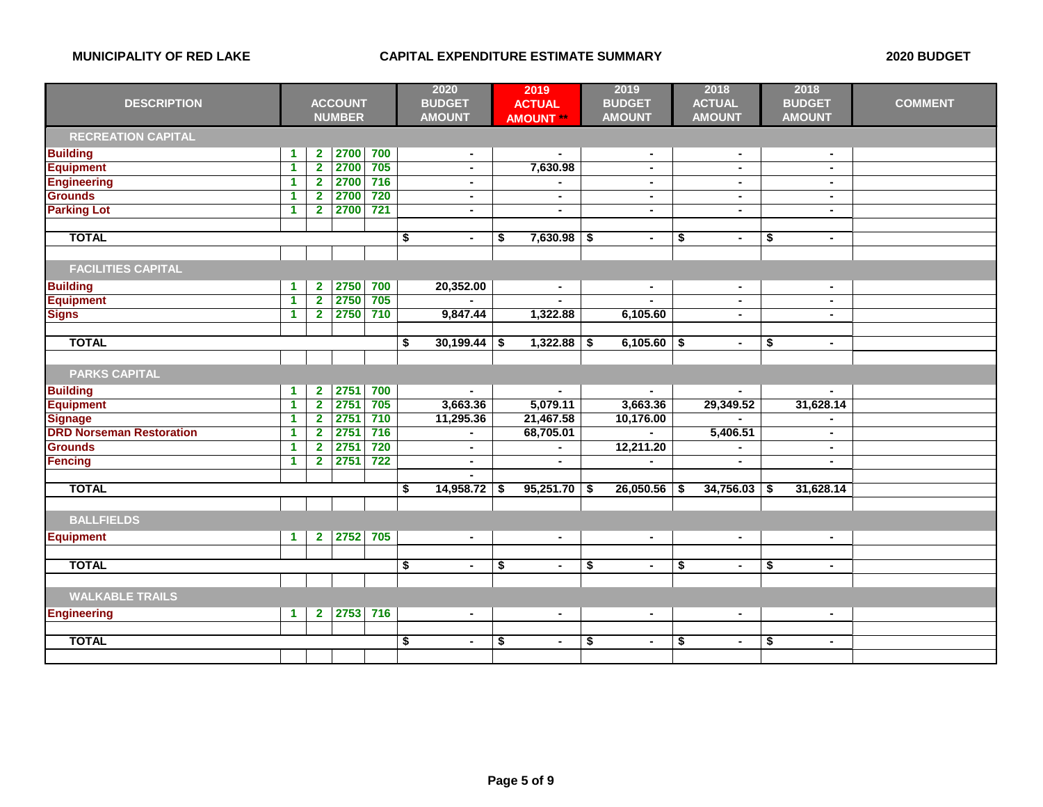**MUNICIPALITY OF RED LAKE** — **CAPITAL EXPENDITURE ESTIMATE SUMMARY** — **2020 BUDGET**

| DESCRIPTION | ACCOUNT NUMBER | | | | 2020 BUDGET AMOUNT | 2019 ACTUAL AMOUNT ** | 2019 BUDGET AMOUNT | 2018 ACTUAL AMOUNT | 2018 BUDGET AMOUNT | COMMENT |
|---|---|---|---|---|---|---|---|---|---|---|
| **RECREATION CAPITAL** | | | | | | | | | | |
| Building | 1 | 2 | 2700 | 700 | - | - | - | - | - | |
| Equipment | 1 | 2 | 2700 | 705 | - | 7,630.98 | - | - | - | |
| Engineering | 1 | 2 | 2700 | 716 | - | - | - | - | - | |
| Grounds | 1 | 2 | 2700 | 720 | - | - | - | - | - | |
| Parking Lot | 1 | 2 | 2700 | 721 | - | - | - | - | - | |
| **TOTAL** | | | | | $ - | $ 7,630.98 | $ - | $ - | $ - | |
| **FACILITIES CAPITAL** | | | | | | | | | | |
| Building | 1 | 2 | 2750 | 700 | 20,352.00 | - | - | - | - | |
| Equipment | 1 | 2 | 2750 | 705 | - | - | - | - | - | |
| Signs | 1 | 2 | 2750 | 710 | 9,847.44 | 1,322.88 | 6,105.60 | - | - | |
| **TOTAL** | | | | | $ 30,199.44 | $ 1,322.88 | $ 6,105.60 | $ - | $ - | |
| **PARKS CAPITAL** | | | | | | | | | | |
| Building | 1 | 2 | 2751 | 700 | - | - | - | - | - | |
| Equipment | 1 | 2 | 2751 | 705 | 3,663.36 | 5,079.11 | 3,663.36 | 29,349.52 | 31,628.14 | |
| Signage | 1 | 2 | 2751 | 710 | 11,295.36 | 21,467.58 | 10,176.00 | - | - | |
| DRD Norseman Restoration | 1 | 2 | 2751 | 716 | - | 68,705.01 | - | 5,406.51 | - | |
| Grounds | 1 | 2 | 2751 | 720 | - | - | 12,211.20 | - | - | |
| Fencing | 1 | 2 | 2751 | 722 | - | - | - | - | - | |
| | | | | | - | | | | | |
| **TOTAL** | | | | | $ 14,958.72 | $ 95,251.70 | $ 26,050.56 | $ 34,756.03 | $ 31,628.14 | |
| **BALLFIELDS** | | | | | | | | | | |
| Equipment | 1 | 2 | 2752 | 705 | - | - | - | - | - | |
| **TOTAL** | | | | | $ - | $ - | $ - | $ - | $ - | |
| **WALKABLE TRAILS** | | | | | | | | | | |
| Engineering | 1 | 2 | 2753 | 716 | - | - | - | - | - | |
| **TOTAL** | | | | | $ - | $ - | $ - | $ - | $ - | |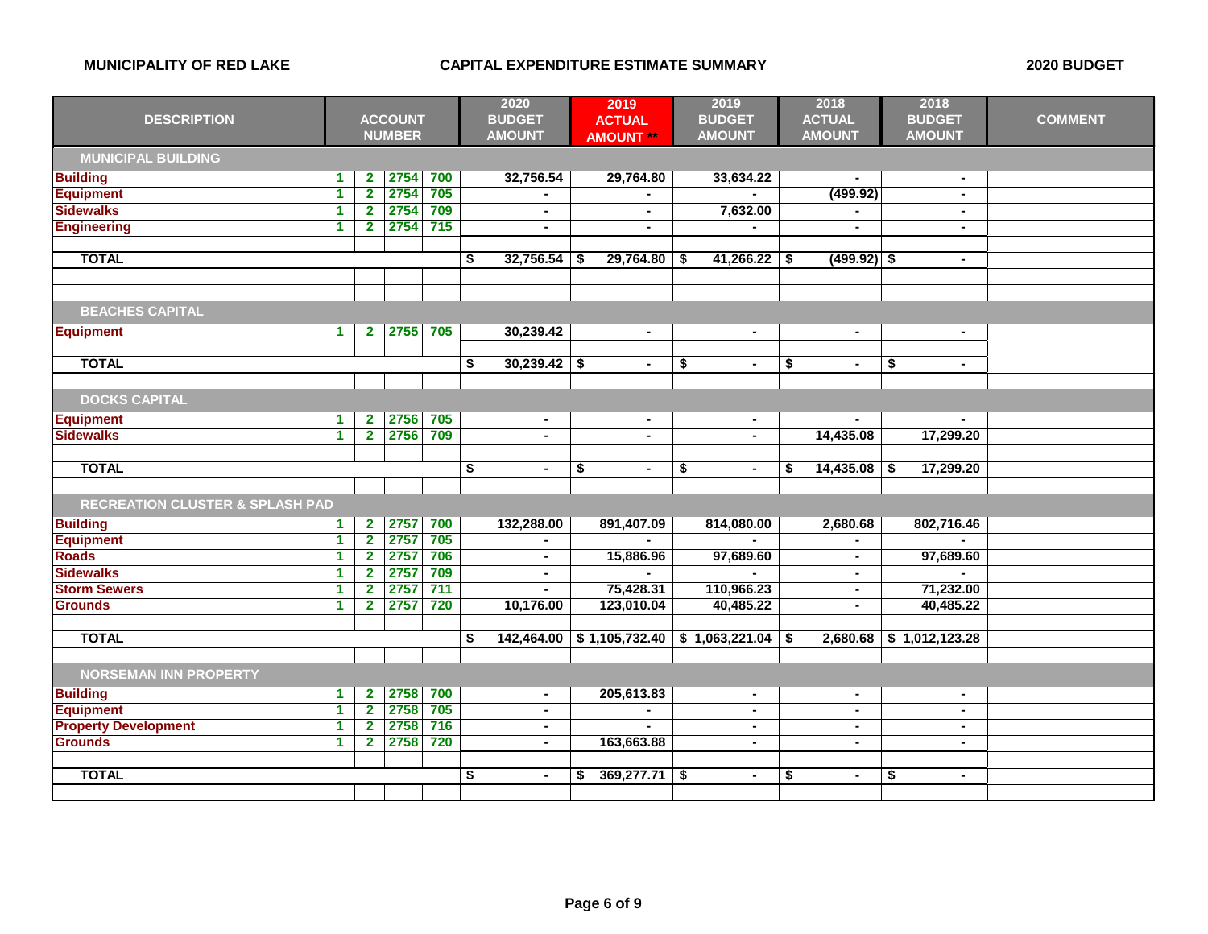**MUNICIPALITY OF RED LAKE** **CAPITAL EXPENDITURE ESTIMATE SUMMARY** **2020 BUDGET**

| DESCRIPTION | ACCOUNT NUMBER | | | | 2020 BUDGET AMOUNT | 2019 ACTUAL AMOUNT ** | 2019 BUDGET AMOUNT | 2018 ACTUAL AMOUNT | 2018 BUDGET AMOUNT | COMMENT |
|---|---|---|---|---|---|---|---|---|---|---|
| **MUNICIPAL BUILDING** | | | | | | | | | | |
| Building | 1 | 2 | 2754 | 700 | 32,756.54 | 29,764.80 | 33,634.22 | - | - | |
| Equipment | 1 | 2 | 2754 | 705 | - | - | - | (499.92) | - | |
| Sidewalks | 1 | 2 | 2754 | 709 | - | - | 7,632.00 | - | - | |
| Engineering | 1 | 2 | 2754 | 715 | - | - | - | - | - | |
| **TOTAL** | | | | | $ 32,756.54 | $ 29,764.80 | $ 41,266.22 | $ (499.92) | $ - | |
| **BEACHES CAPITAL** | | | | | | | | | | |
| Equipment | 1 | 2 | 2755 | 705 | 30,239.42 | - | - | - | - | |
| **TOTAL** | | | | | $ 30,239.42 | $ - | $ - | $ - | $ - | |
| **DOCKS CAPITAL** | | | | | | | | | | |
| Equipment | 1 | 2 | 2756 | 705 | - | - | - | - | - | |
| Sidewalks | 1 | 2 | 2756 | 709 | - | - | - | 14,435.08 | 17,299.20 | |
| **TOTAL** | | | | | $ - | $ - | $ - | $ 14,435.08 | $ 17,299.20 | |
| **RECREATION CLUSTER & SPLASH PAD** | | | | | | | | | | |
| Building | 1 | 2 | 2757 | 700 | 132,288.00 | 891,407.09 | 814,080.00 | 2,680.68 | 802,716.46 | |
| Equipment | 1 | 2 | 2757 | 705 | - | - | - | - | - | |
| Roads | 1 | 2 | 2757 | 706 | - | 15,886.96 | 97,689.60 | - | 97,689.60 | |
| Sidewalks | 1 | 2 | 2757 | 709 | - | - | - | - | - | |
| Storm Sewers | 1 | 2 | 2757 | 711 | - | 75,428.31 | 110,966.23 | - | 71,232.00 | |
| Grounds | 1 | 2 | 2757 | 720 | 10,176.00 | 123,010.04 | 40,485.22 | - | 40,485.22 | |
| **TOTAL** | | | | | $ 142,464.00 | $ 1,105,732.40 | $ 1,063,221.04 | $ 2,680.68 | $ 1,012,123.28 | |
| **NORSEMAN INN PROPERTY** | | | | | | | | | | |
| Building | 1 | 2 | 2758 | 700 | - | 205,613.83 | - | - | - | |
| Equipment | 1 | 2 | 2758 | 705 | - | - | - | - | - | |
| Property Development | 1 | 2 | 2758 | 716 | - | - | - | - | - | |
| Grounds | 1 | 2 | 2758 | 720 | - | 163,663.88 | - | - | - | |
| **TOTAL** | | | | | $ - | $ 369,277.71 | $ - | $ - | $ - | |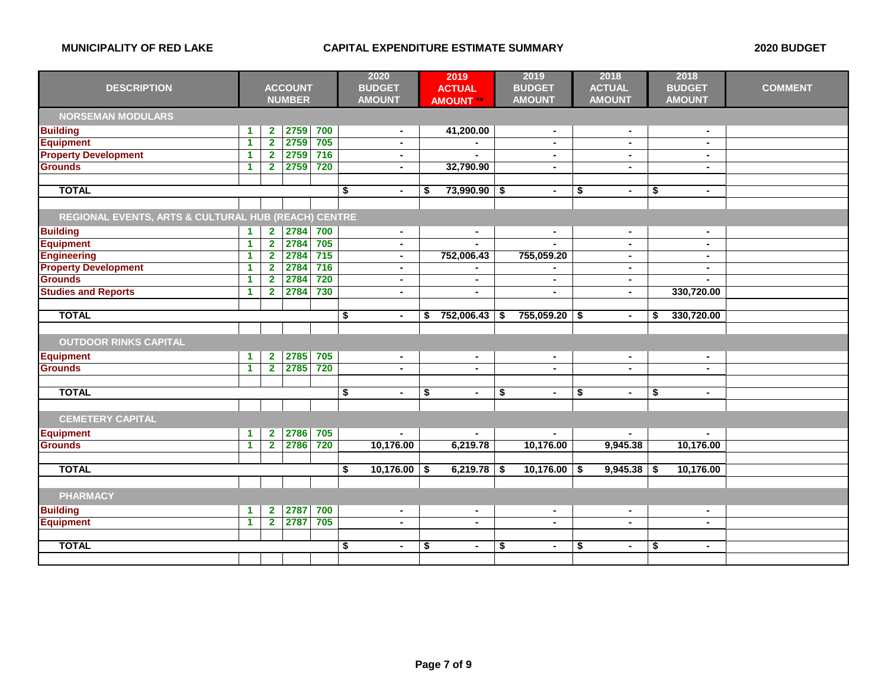**MUNICIPALITY OF RED LAKE** | **CAPITAL EXPENDITURE ESTIMATE SUMMARY** | **2020 BUDGET**

| DESCRIPTION | ACCOUNT NUMBER | | | | 2020 BUDGET AMOUNT | 2019 ACTUAL AMOUNT ** | 2019 BUDGET AMOUNT | 2018 ACTUAL AMOUNT | 2018 BUDGET AMOUNT | COMMENT |
|---|---|---|---|---|---|---|---|---|---|---|
| **NORSEMAN MODULARS** | | | | | | | | | | |
| Building | 1 | 2 | 2759 | 700 | - | 41,200.00 | - | - | - | |
| Equipment | 1 | 2 | 2759 | 705 | - | - | - | - | - | |
| Property Development | 1 | 2 | 2759 | 716 | - | - | - | - | - | |
| Grounds | 1 | 2 | 2759 | 720 | - | 32,790.90 | - | - | - | |
| **TOTAL** | | | | | $ - | $ 73,990.90 | $ - | $ - | $ - | |
| **REGIONAL EVENTS, ARTS & CULTURAL HUB (REACH) CENTRE** | | | | | | | | | | |
| Building | 1 | 2 | 2784 | 700 | - | - | - | - | - | |
| Equipment | 1 | 2 | 2784 | 705 | - | - | - | - | - | |
| Engineering | 1 | 2 | 2784 | 715 | - | 752,006.43 | 755,059.20 | - | - | |
| Property Development | 1 | 2 | 2784 | 716 | - | - | - | - | - | |
| Grounds | 1 | 2 | 2784 | 720 | - | - | - | - | - | |
| Studies and Reports | 1 | 2 | 2784 | 730 | - | - | - | - | 330,720.00 | |
| **TOTAL** | | | | | $ - | $ 752,006.43 | $ 755,059.20 | $ - | $ 330,720.00 | |
| **OUTDOOR RINKS CAPITAL** | | | | | | | | | | |
| Equipment | 1 | 2 | 2785 | 705 | - | - | - | - | - | |
| Grounds | 1 | 2 | 2785 | 720 | - | - | - | - | - | |
| **TOTAL** | | | | | $ - | $ - | $ - | $ - | $ - | |
| **CEMETERY CAPITAL** | | | | | | | | | | |
| Equipment | 1 | 2 | 2786 | 705 | - | - | - | - | - | |
| Grounds | 1 | 2 | 2786 | 720 | 10,176.00 | 6,219.78 | 10,176.00 | 9,945.38 | 10,176.00 | |
| **TOTAL** | | | | | $ 10,176.00 | $ 6,219.78 | $ 10,176.00 | $ 9,945.38 | $ 10,176.00 | |
| **PHARMACY** | | | | | | | | | | |
| Building | 1 | 2 | 2787 | 700 | - | - | - | - | - | |
| Equipment | 1 | 2 | 2787 | 705 | - | - | - | - | - | |
| **TOTAL** | | | | | $ - | $ - | $ - | $ - | $ - | |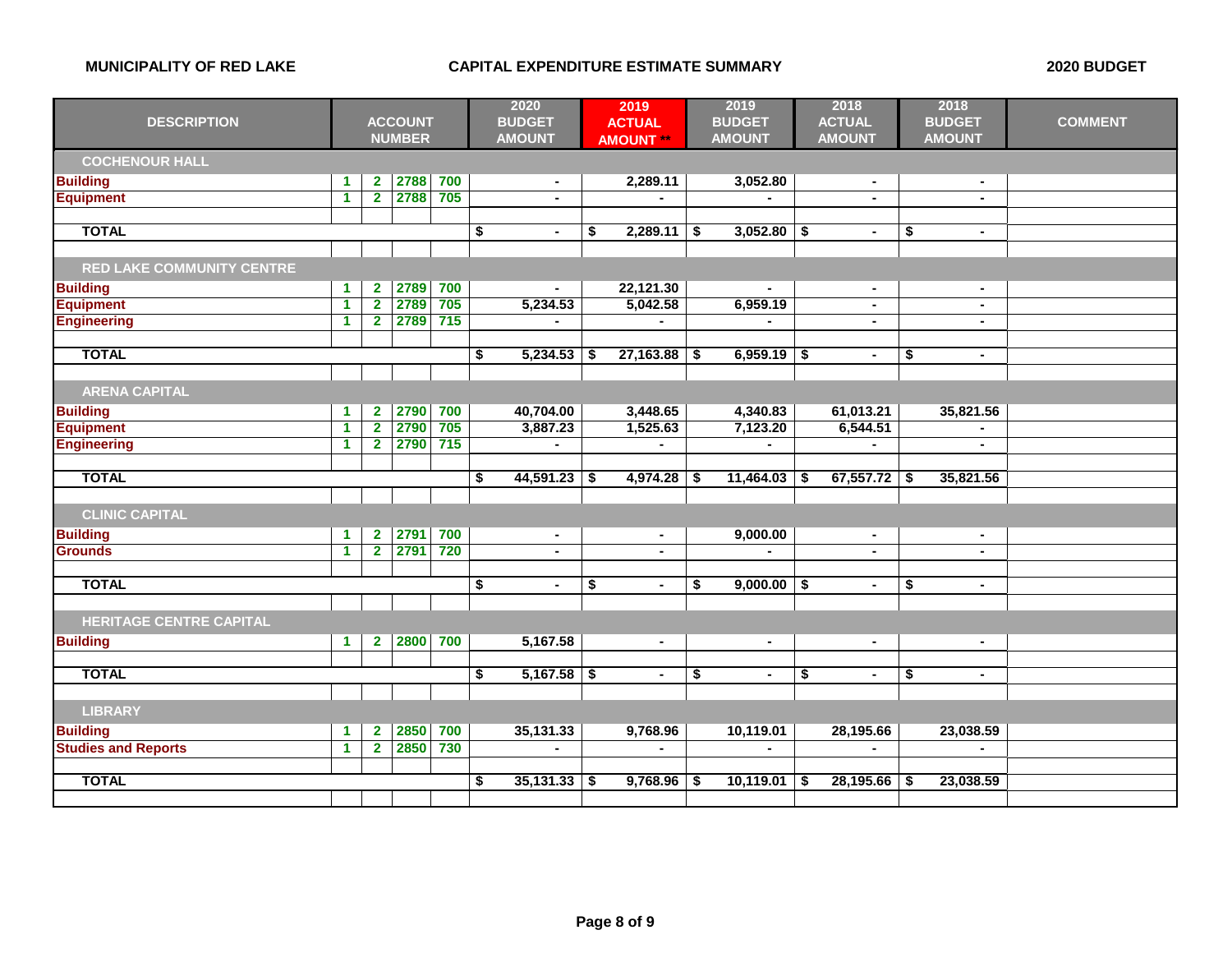**MUNICIPALITY OF RED LAKE** | **CAPITAL EXPENDITURE ESTIMATE SUMMARY** | **2020 BUDGET**

| DESCRIPTION | ACCOUNT NUMBER | | | | 2020 BUDGET AMOUNT | 2019 ACTUAL AMOUNT ** | 2019 BUDGET AMOUNT | 2018 ACTUAL AMOUNT | 2018 BUDGET AMOUNT | COMMENT |
|---|---|---|---|---|---|---|---|---|---|---|
| **COCHENOUR HALL** | | | | | | | | | | |
| Building | 1 | 2 | 2788 | 700 | - | 2,289.11 | 3,052.80 | - | - | |
| Equipment | 1 | 2 | 2788 | 705 | - | - | - | - | - | |
| **TOTAL** | | | | | $ - | $ 2,289.11 | $ 3,052.80 | $ - | $ - | |
| **RED LAKE COMMUNITY CENTRE** | | | | | | | | | | |
| Building | 1 | 2 | 2789 | 700 | - | 22,121.30 | - | - | - | |
| Equipment | 1 | 2 | 2789 | 705 | 5,234.53 | 5,042.58 | 6,959.19 | - | - | |
| Engineering | 1 | 2 | 2789 | 715 | - | - | - | - | - | |
| **TOTAL** | | | | | $ 5,234.53 | $ 27,163.88 | $ 6,959.19 | $ - | $ - | |
| **ARENA CAPITAL** | | | | | | | | | | |
| Building | 1 | 2 | 2790 | 700 | 40,704.00 | 3,448.65 | 4,340.83 | 61,013.21 | 35,821.56 | |
| Equipment | 1 | 2 | 2790 | 705 | 3,887.23 | 1,525.63 | 7,123.20 | 6,544.51 | - | |
| Engineering | 1 | 2 | 2790 | 715 | - | - | - | - | - | |
| **TOTAL** | | | | | $ 44,591.23 | $ 4,974.28 | $ 11,464.03 | $ 67,557.72 | $ 35,821.56 | |
| **CLINIC CAPITAL** | | | | | | | | | | |
| Building | 1 | 2 | 2791 | 700 | - | - | 9,000.00 | - | - | |
| Grounds | 1 | 2 | 2791 | 720 | - | - | - | - | - | |
| **TOTAL** | | | | | $ - | $ - | $ 9,000.00 | $ - | $ - | |
| **HERITAGE CENTRE CAPITAL** | | | | | | | | | | |
| Building | 1 | 2 | 2800 | 700 | 5,167.58 | - | - | - | - | |
| **TOTAL** | | | | | $ 5,167.58 | $ - | $ - | $ - | $ - | |
| **LIBRARY** | | | | | | | | | | |
| Building | 1 | 2 | 2850 | 700 | 35,131.33 | 9,768.96 | 10,119.01 | 28,195.66 | 23,038.59 | |
| Studies and Reports | 1 | 2 | 2850 | 730 | - | - | - | - | - | |
| **TOTAL** | | | | | $ 35,131.33 | $ 9,768.96 | $ 10,119.01 | $ 28,195.66 | $ 23,038.59 | |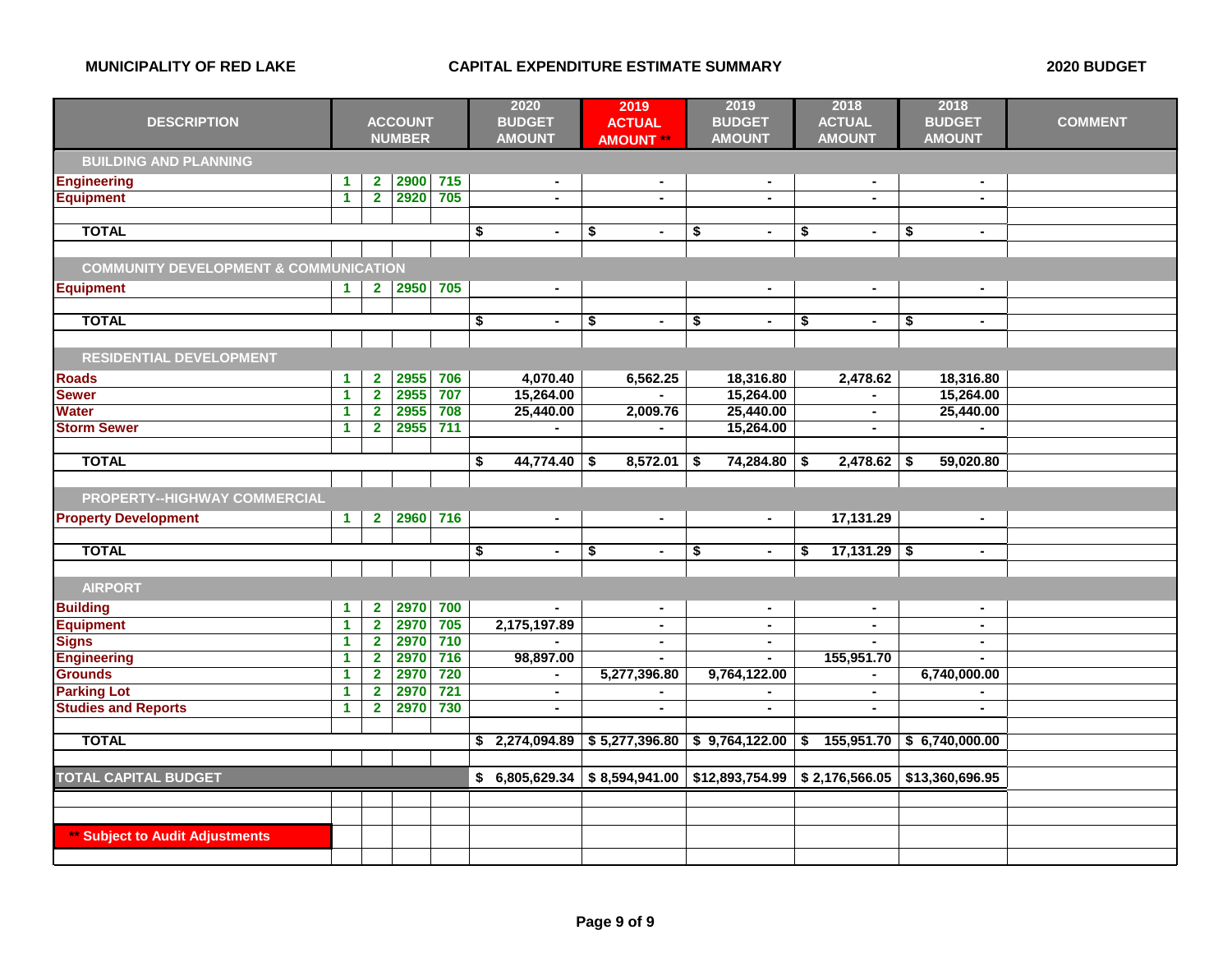**MUNICIPALITY OF RED LAKE** | **CAPITAL EXPENDITURE ESTIMATE SUMMARY** | **2020 BUDGET**

| DESCRIPTION | ACCOUNT NUMBER | | | | 2020 BUDGET AMOUNT | 2019 ACTUAL AMOUNT ** | 2019 BUDGET AMOUNT | 2018 ACTUAL AMOUNT | 2018 BUDGET AMOUNT | COMMENT |
|---|---|---|---|---|---|---|---|---|---|---|
| **BUILDING AND PLANNING** | | | | | | | | | | |
| Engineering | 1 | 2 | 2900 | 715 | - | - | - | - | - | |
| Equipment | 1 | 2 | 2920 | 705 | - | - | - | - | - | |
| **TOTAL** | | | | | $ - | $ - | $ - | $ - | $ - | |
| **COMMUNITY DEVELOPMENT & COMMUNICATION** | | | | | | | | | | |
| Equipment | 1 | 2 | 2950 | 705 | - | | - | - | - | |
| **TOTAL** | | | | | $ - | $ - | $ - | $ - | $ - | |
| **RESIDENTIAL DEVELOPMENT** | | | | | | | | | | |
| Roads | 1 | 2 | 2955 | 706 | 4,070.40 | 6,562.25 | 18,316.80 | 2,478.62 | 18,316.80 | |
| Sewer | 1 | 2 | 2955 | 707 | 15,264.00 | - | 15,264.00 | - | 15,264.00 | |
| Water | 1 | 2 | 2955 | 708 | 25,440.00 | 2,009.76 | 25,440.00 | - | 25,440.00 | |
| Storm Sewer | 1 | 2 | 2955 | 711 | - | - | 15,264.00 | - | - | |
| **TOTAL** | | | | | $ 44,774.40 | $ 8,572.01 | $ 74,284.80 | $ 2,478.62 | $ 59,020.80 | |
| **PROPERTY--HIGHWAY COMMERCIAL** | | | | | | | | | | |
| Property Development | 1 | 2 | 2960 | 716 | - | - | - | 17,131.29 | - | |
| **TOTAL** | | | | | $ - | $ - | $ - | $ 17,131.29 | $ - | |
| **AIRPORT** | | | | | | | | | | |
| Building | 1 | 2 | 2970 | 700 | - | - | - | - | - | |
| Equipment | 1 | 2 | 2970 | 705 | 2,175,197.89 | - | - | - | - | |
| Signs | 1 | 2 | 2970 | 710 | - | - | - | - | - | |
| Engineering | 1 | 2 | 2970 | 716 | 98,897.00 | - | - | 155,951.70 | - | |
| Grounds | 1 | 2 | 2970 | 720 | - | 5,277,396.80 | 9,764,122.00 | - | 6,740,000.00 | |
| Parking Lot | 1 | 2 | 2970 | 721 | - | - | - | - | - | |
| Studies and Reports | 1 | 2 | 2970 | 730 | - | - | - | - | - | |
| **TOTAL** | | | | | $ 2,274,094.89 | $ 5,277,396.80 | $ 9,764,122.00 | $ 155,951.70 | $ 6,740,000.00 | |
| **TOTAL CAPITAL BUDGET** | | | | | $ 6,805,629.34 | $ 8,594,941.00 | $12,893,754.99 | $ 2,176,566.05 | $13,360,696.95 | |

** Subject to Audit Adjustments